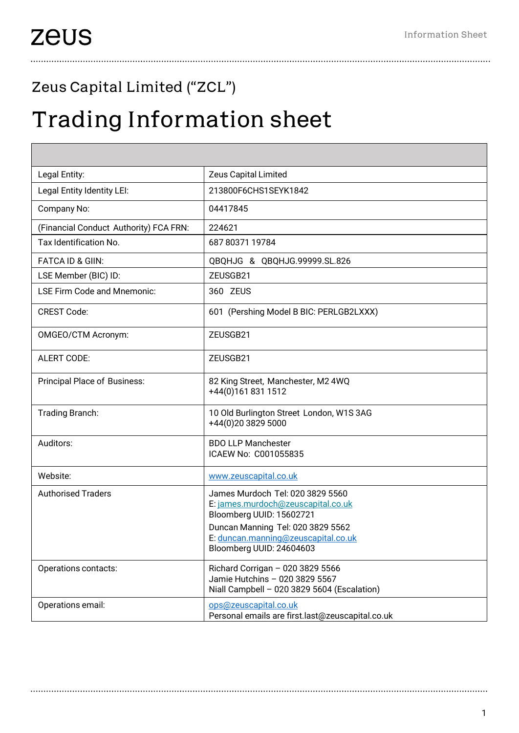# Zeus Capital Limited ("ZCL")

# Trading Information sheet

| | |
|---|---|
| Legal Entity: | Zeus Capital Limited |
| Legal Entity Identity LEI: | 213800F6CHS1SEYK1842 |
| Company No: | 04417845 |
| (Financial Conduct Authority) FCA FRN: | 224621 |
| Tax Identification No. | 687 80371 19784 |
| FATCA ID & GIIN: | QBQHJG & QBQHJG.99999.SL.826 |
| LSE Member (BIC) ID: | ZEUSGB21 |
| LSE Firm Code and Mnemonic: | 360 ZEUS |
| CREST Code: | 601 (Pershing Model B BIC: PERLGB2LXXX) |
| OMGEO/CTM Acronym: | ZEUSGB21 |
| ALERT CODE: | ZEUSGB21 |
| Principal Place of Business: | 82 King Street, Manchester, M2 4WQ<br>+44(0)161 831 1512 |
| Trading Branch: | 10 Old Burlington Street London, W1S 3AG<br>+44(0)20 3829 5000 |
| Auditors: | BDO LLP Manchester<br>ICAEW No: C001055835 |
| Website: | www.zeuscapital.co.uk |
| Authorised Traders | James Murdoch Tel: 020 3829 5560<br>E: james.murdoch@zeuscapital.co.uk<br>Bloomberg UUID: 15602721<br>Duncan Manning Tel: 020 3829 5562<br>E: duncan.manning@zeuscapital.co.uk<br>Bloomberg UUID: 24604603 |
| Operations contacts: | Richard Corrigan – 020 3829 5566<br>Jamie Hutchins – 020 3829 5567<br>Niall Campbell – 020 3829 5604 (Escalation) |
| Operations email: | ops@zeuscapital.co.uk<br>Personal emails are first.last@zeuscapital.co.uk |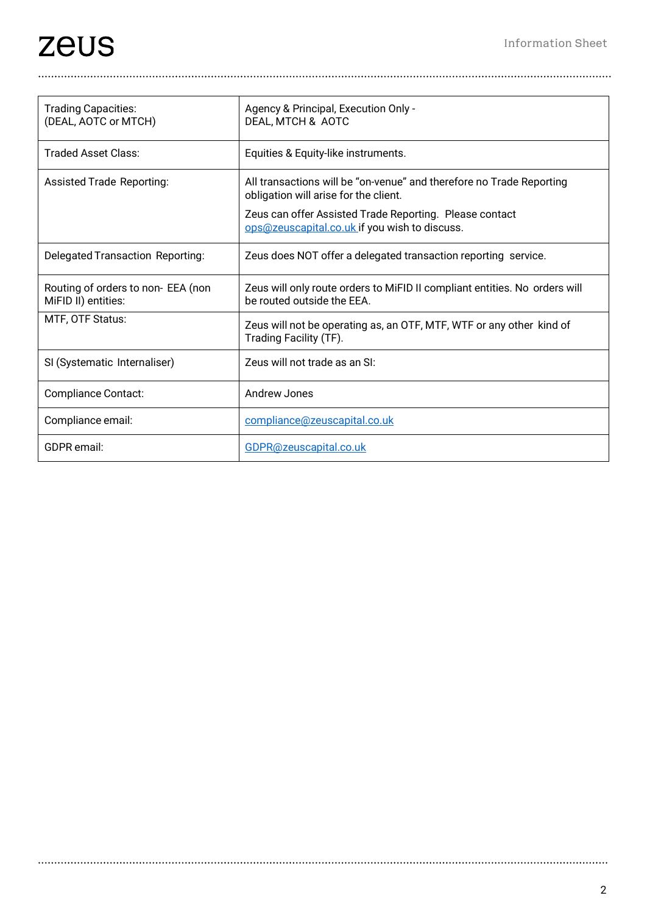| | |
|---|---|
| Trading Capacities: (DEAL, AOTC or MTCH) | Agency & Principal, Execution Only - DEAL, MTCH & AOTC |
| Traded Asset Class: | Equities & Equity-like instruments. |
| Assisted Trade Reporting: | All transactions will be "on-venue" and therefore no Trade Reporting obligation will arise for the client.<br>Zeus can offer Assisted Trade Reporting. Please contact ops@zeuscapital.co.uk if you wish to discuss. |
| Delegated Transaction Reporting: | Zeus does NOT offer a delegated transaction reporting service. |
| Routing of orders to non- EEA (non MiFID II) entities: | Zeus will only route orders to MiFID II compliant entities. No orders will be routed outside the EEA. |
| MTF, OTF Status: | Zeus will not be operating as, an OTF, MTF, WTF or any other kind of Trading Facility (TF). |
| SI (Systematic Internaliser) | Zeus will not trade as an SI: |
| Compliance Contact: | Andrew Jones |
| Compliance email: | compliance@zeuscapital.co.uk |
| GDPR email: | GDPR@zeuscapital.co.uk |